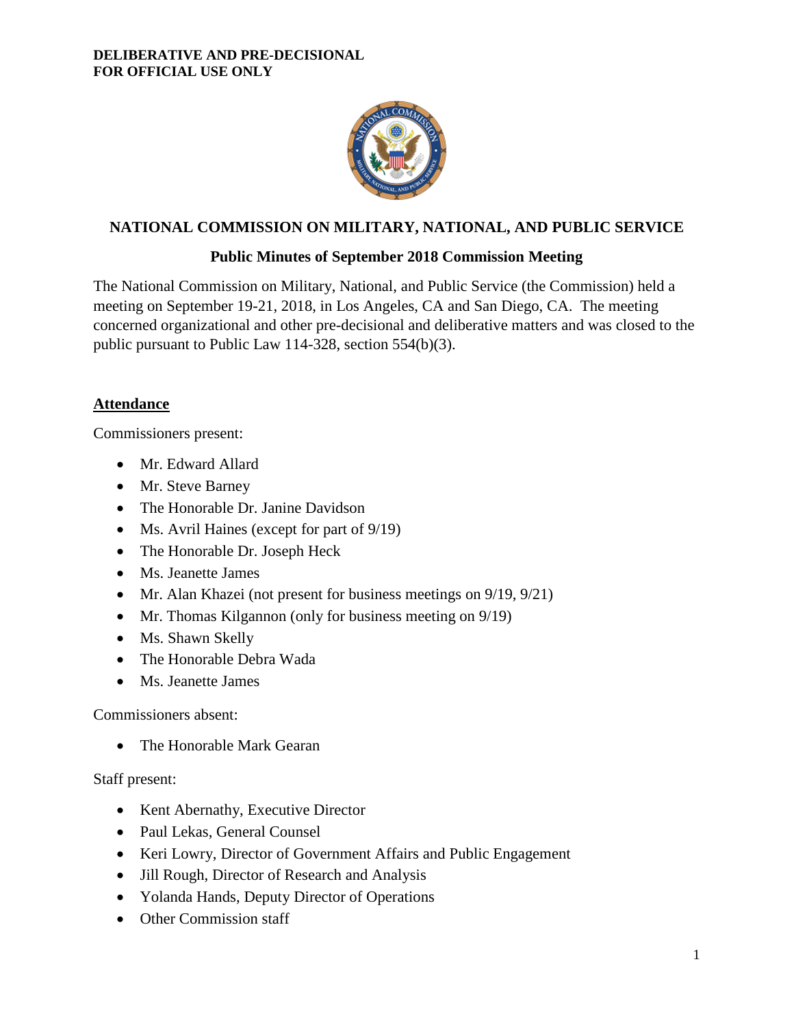**DELIBERATIVE AND PRE-DECISIONAL**
**FOR OFFICIAL USE ONLY**

## NATIONAL COMMISSION ON MILITARY, NATIONAL, AND PUBLIC SERVICE

### Public Minutes of September 2018 Commission Meeting

The National Commission on Military, National, and Public Service (the Commission) held a meeting on September 19-21, 2018, in Los Angeles, CA and San Diego, CA. The meeting concerned organizational and other pre-decisional and deliberative matters and was closed to the public pursuant to Public Law 114-328, section 554(b)(3).

**Attendance**

Commissioners present:

- Mr. Edward Allard
- Mr. Steve Barney
- The Honorable Dr. Janine Davidson
- Ms. Avril Haines (except for part of 9/19)
- The Honorable Dr. Joseph Heck
- Ms. Jeanette James
- Mr. Alan Khazei (not present for business meetings on 9/19, 9/21)
- Mr. Thomas Kilgannon (only for business meeting on 9/19)
- Ms. Shawn Skelly
- The Honorable Debra Wada
- Ms. Jeanette James

Commissioners absent:

- The Honorable Mark Gearan

Staff present:

- Kent Abernathy, Executive Director
- Paul Lekas, General Counsel
- Keri Lowry, Director of Government Affairs and Public Engagement
- Jill Rough, Director of Research and Analysis
- Yolanda Hands, Deputy Director of Operations
- Other Commission staff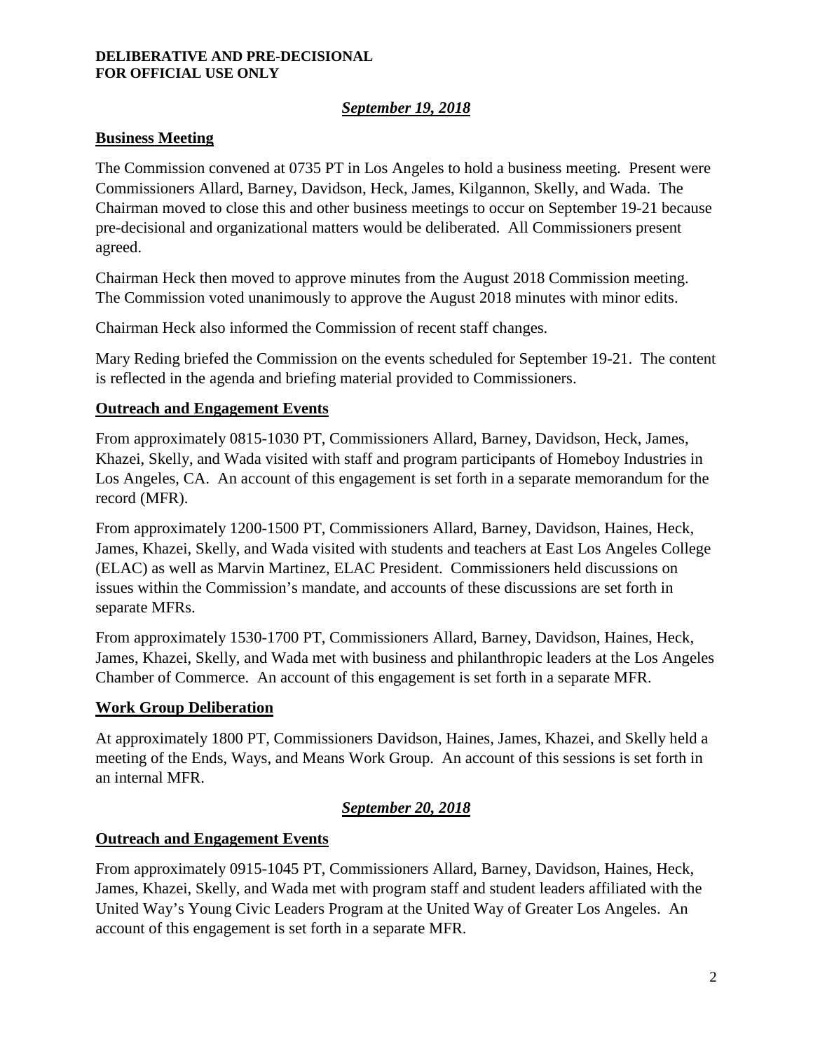**DELIBERATIVE AND PRE-DECISIONAL**
**FOR OFFICIAL USE ONLY**

## ***September 19, 2018***

### **Business Meeting**

The Commission convened at 0735 PT in Los Angeles to hold a business meeting. Present were Commissioners Allard, Barney, Davidson, Heck, James, Kilgannon, Skelly, and Wada. The Chairman moved to close this and other business meetings to occur on September 19-21 because pre-decisional and organizational matters would be deliberated. All Commissioners present agreed.

Chairman Heck then moved to approve minutes from the August 2018 Commission meeting. The Commission voted unanimously to approve the August 2018 minutes with minor edits.

Chairman Heck also informed the Commission of recent staff changes.

Mary Reding briefed the Commission on the events scheduled for September 19-21. The content is reflected in the agenda and briefing material provided to Commissioners.

### **Outreach and Engagement Events**

From approximately 0815-1030 PT, Commissioners Allard, Barney, Davidson, Heck, James, Khazei, Skelly, and Wada visited with staff and program participants of Homeboy Industries in Los Angeles, CA. An account of this engagement is set forth in a separate memorandum for the record (MFR).

From approximately 1200-1500 PT, Commissioners Allard, Barney, Davidson, Haines, Heck, James, Khazei, Skelly, and Wada visited with students and teachers at East Los Angeles College (ELAC) as well as Marvin Martinez, ELAC President. Commissioners held discussions on issues within the Commission's mandate, and accounts of these discussions are set forth in separate MFRs.

From approximately 1530-1700 PT, Commissioners Allard, Barney, Davidson, Haines, Heck, James, Khazei, Skelly, and Wada met with business and philanthropic leaders at the Los Angeles Chamber of Commerce. An account of this engagement is set forth in a separate MFR.

### **Work Group Deliberation**

At approximately 1800 PT, Commissioners Davidson, Haines, James, Khazei, and Skelly held a meeting of the Ends, Ways, and Means Work Group. An account of this sessions is set forth in an internal MFR.

## ***September 20, 2018***

### **Outreach and Engagement Events**

From approximately 0915-1045 PT, Commissioners Allard, Barney, Davidson, Haines, Heck, James, Khazei, Skelly, and Wada met with program staff and student leaders affiliated with the United Way's Young Civic Leaders Program at the United Way of Greater Los Angeles. An account of this engagement is set forth in a separate MFR.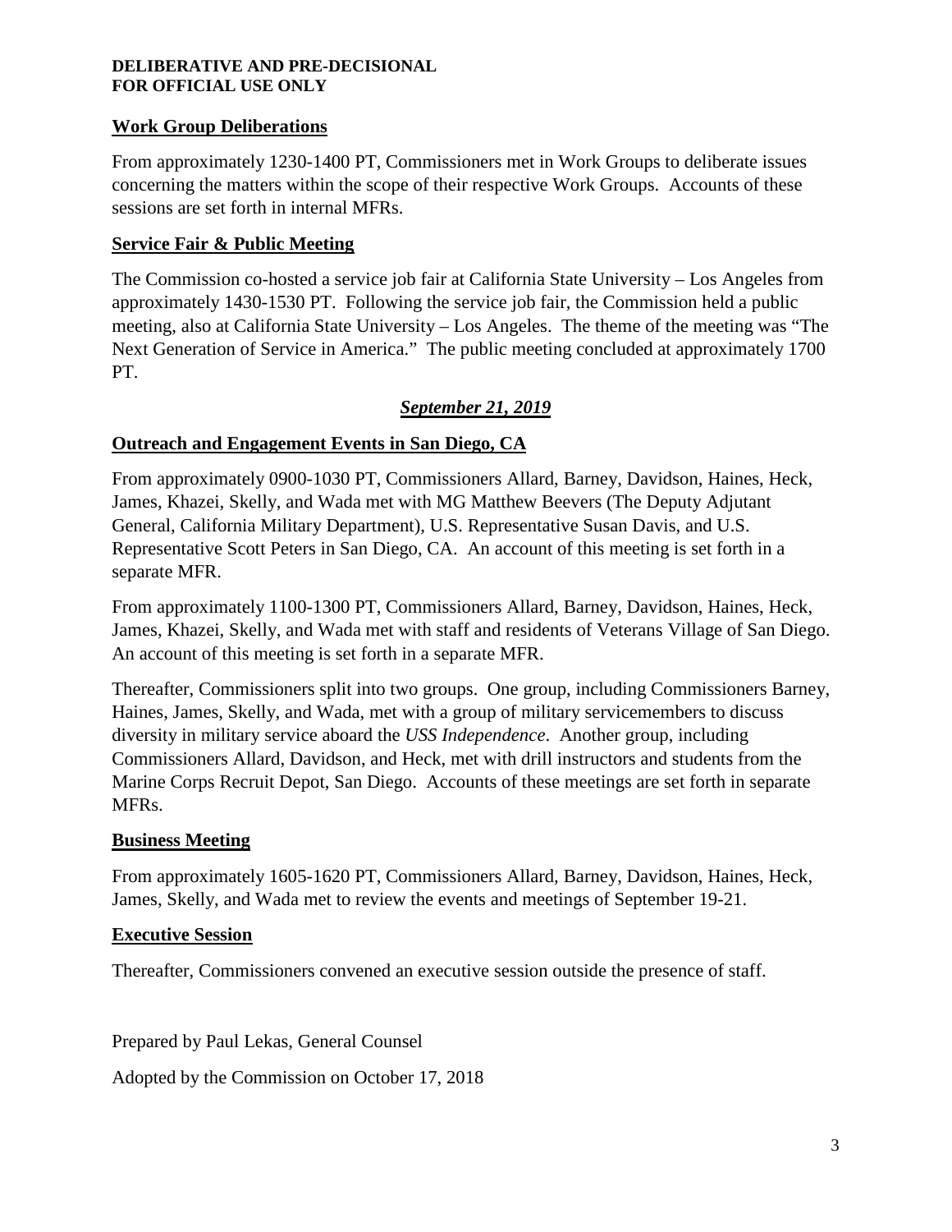**DELIBERATIVE AND PRE-DECISIONAL**
**FOR OFFICIAL USE ONLY**

## Work Group Deliberations

From approximately 1230-1400 PT, Commissioners met in Work Groups to deliberate issues concerning the matters within the scope of their respective Work Groups. Accounts of these sessions are set forth in internal MFRs.

## Service Fair & Public Meeting

The Commission co-hosted a service job fair at California State University – Los Angeles from approximately 1430-1530 PT. Following the service job fair, the Commission held a public meeting, also at California State University – Los Angeles. The theme of the meeting was "The Next Generation of Service in America." The public meeting concluded at approximately 1700 PT.

### *September 21, 2019*

## Outreach and Engagement Events in San Diego, CA

From approximately 0900-1030 PT, Commissioners Allard, Barney, Davidson, Haines, Heck, James, Khazei, Skelly, and Wada met with MG Matthew Beevers (The Deputy Adjutant General, California Military Department), U.S. Representative Susan Davis, and U.S. Representative Scott Peters in San Diego, CA. An account of this meeting is set forth in a separate MFR.

From approximately 1100-1300 PT, Commissioners Allard, Barney, Davidson, Haines, Heck, James, Khazei, Skelly, and Wada met with staff and residents of Veterans Village of San Diego. An account of this meeting is set forth in a separate MFR.

Thereafter, Commissioners split into two groups. One group, including Commissioners Barney, Haines, James, Skelly, and Wada, met with a group of military servicemembers to discuss diversity in military service aboard the *USS Independence*. Another group, including Commissioners Allard, Davidson, and Heck, met with drill instructors and students from the Marine Corps Recruit Depot, San Diego. Accounts of these meetings are set forth in separate MFRs.

## Business Meeting

From approximately 1605-1620 PT, Commissioners Allard, Barney, Davidson, Haines, Heck, James, Skelly, and Wada met to review the events and meetings of September 19-21.

## Executive Session

Thereafter, Commissioners convened an executive session outside the presence of staff.

Prepared by Paul Lekas, General Counsel

Adopted by the Commission on October 17, 2018